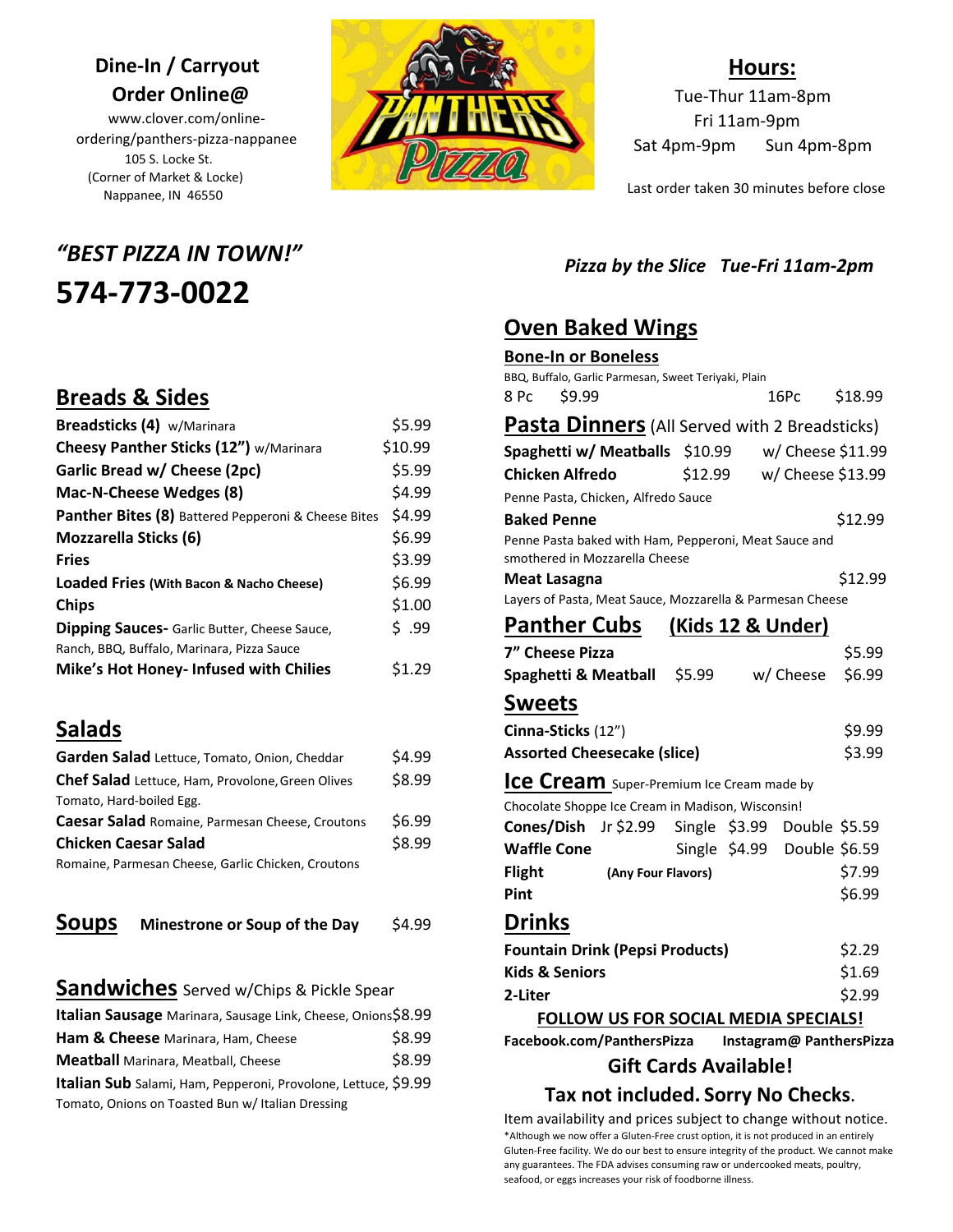**Dine-In / Carryout**

**Order Online@**

www.clover.com/online-ordering/panthers-pizza-nappanee

105 S. Locke St.

(Corner of Market & Locke)

Nappanee, IN 46550

## Hours:

Tue-Thur 11am-8pm

Fri 11am-9pm

Sat 4pm-9pm Sun 4pm-8pm

Last order taken 30 minutes before close

## *"BEST PIZZA IN TOWN!"*

# 574-773-0022

*Pizza by the Slice Tue-Fri 11am-2pm*

## Breads & Sides

| Item | Price |
|---|---|
| **Breadsticks (4)** w/Marinara | $5.99 |
| **Cheesy Panther Sticks (12")** w/Marinara | $10.99 |
| **Garlic Bread w/ Cheese (2pc)** | $5.99 |
| **Mac-N-Cheese Wedges (8)** | $4.99 |
| **Panther Bites (8)** Battered Pepperoni & Cheese Bites | $4.99 |
| **Mozzarella Sticks (6)** | $6.99 |
| **Fries** | $3.99 |
| **Loaded Fries (With Bacon & Nacho Cheese)** | $6.99 |
| **Chips** | $1.00 |
| **Dipping Sauces-** Garlic Butter, Cheese Sauce, Ranch, BBQ, Buffalo, Marinara, Pizza Sauce | $ .99 |
| **Mike's Hot Honey- Infused with Chilies** | $1.29 |

## Salads

| Item | Price |
|---|---|
| **Garden Salad** Lettuce, Tomato, Onion, Cheddar | $4.99 |
| **Chef Salad** Lettuce, Ham, Provolone, Green Olives Tomato, Hard-boiled Egg. | $8.99 |
| **Caesar Salad** Romaine, Parmesan Cheese, Croutons | $6.99 |
| **Chicken Caesar Salad** Romaine, Parmesan Cheese, Garlic Chicken, Croutons | $8.99 |

## Soups

**Minestrone or Soup of the Day** $4.99

## Sandwiches Served w/Chips & Pickle Spear

| Item | Price |
|---|---|
| **Italian Sausage** Marinara, Sausage Link, Cheese, Onions | $8.99 |
| **Ham & Cheese** Marinara, Ham, Cheese | $8.99 |
| **Meatball** Marinara, Meatball, Cheese | $8.99 |
| **Italian Sub** Salami, Ham, Pepperoni, Provolone, Lettuce, Tomato, Onions on Toasted Bun w/ Italian Dressing | $9.99 |

## Oven Baked Wings

**Bone-In or Boneless**

BBQ, Buffalo, Garlic Parmesan, Sweet Teriyaki, Plain

8 Pc $9.99 16Pc $18.99

## Pasta Dinners (All Served with 2 Breadsticks)

| Item | Price | w/ Cheese |
|---|---|---|
| **Spaghetti w/ Meatballs** | $10.99 | w/ Cheese $11.99 |
| **Chicken Alfredo** Penne Pasta, Chicken, Alfredo Sauce | $12.99 | w/ Cheese $13.99 |
| **Baked Penne** Penne Pasta baked with Ham, Pepperoni, Meat Sauce and smothered in Mozzarella Cheese | $12.99 | |
| **Meat Lasagna** Layers of Pasta, Meat Sauce, Mozzarella & Parmesan Cheese | $12.99 | |

## Panther Cubs (Kids 12 & Under)

| Item | Price | w/ Cheese |
|---|---|---|
| **7" Cheese Pizza** | $5.99 | |
| **Spaghetti & Meatball** | $5.99 | w/ Cheese $6.99 |

## Sweets

| Item | Price |
|---|---|
| **Cinna-Sticks** (12") | $9.99 |
| **Assorted Cheesecake (slice)** | $3.99 |

## Ice Cream Super-Premium Ice Cream made by Chocolate Shoppe Ice Cream in Madison, Wisconsin!

| Item | Jr | Single | Double |
|---|---|---|---|
| **Cones/Dish** | $2.99 | $3.99 | $5.59 |
| **Waffle Cone** | | $4.99 | $6.59 |

**Flight** **(Any Four Flavors)** $7.99

**Pint** $6.99

## Drinks

| Item | Price |
|---|---|
| **Fountain Drink (Pepsi Products)** | $2.29 |
| **Kids & Seniors** | $1.69 |
| **2-Liter** | $2.99 |

**FOLLOW US FOR SOCIAL MEDIA SPECIALS!**

**Facebook.com/PanthersPizza** **Instagram@ PanthersPizza**

**Gift Cards Available!**

**Tax not included. Sorry No Checks.**

Item availability and prices subject to change without notice.

*Although we now offer a Gluten-Free crust option, it is not produced in an entirely Gluten-Free facility. We do our best to ensure integrity of the product. We cannot make any guarantees. The FDA advises consuming raw or undercooked meats, poultry, seafood, or eggs increases your risk of foodborne illness.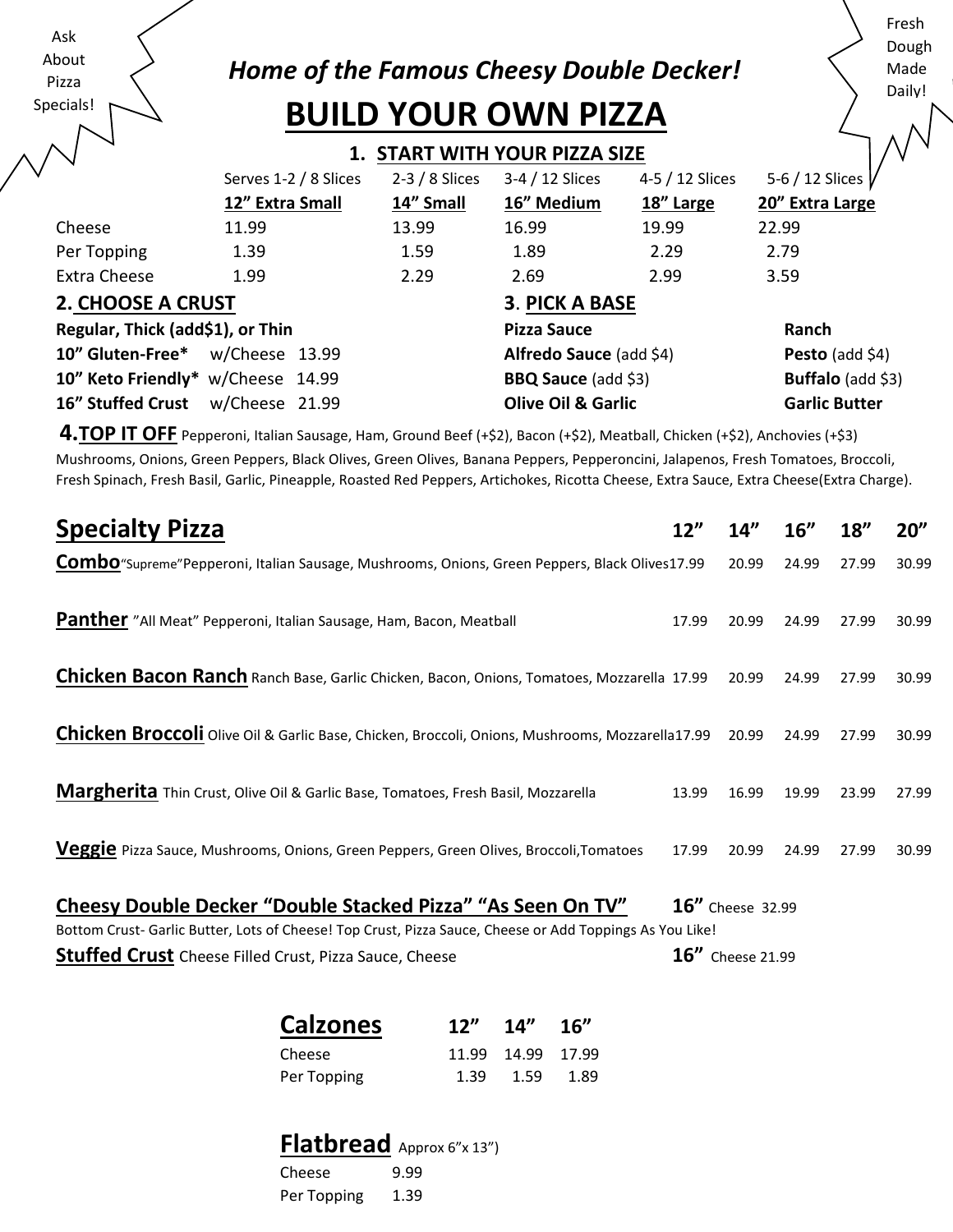Ask About Pizza Specials!

Fresh Dough Made Daily!

## *Home of the Famous Cheesy Double Decker!*

# BUILD YOUR OWN PIZZA

### 1. START WITH YOUR PIZZA SIZE

| | Serves 1-2 / 8 Slices | 2-3 / 8 Slices | 3-4 / 12 Slices | 4-5 / 12 Slices | 5-6 / 12 Slices |
|---|---|---|---|---|---|
| | **12" Extra Small** | **14" Small** | **16" Medium** | **18" Large** | **20" Extra Large** |
| Cheese | 11.99 | 13.99 | 16.99 | 19.99 | 22.99 |
| Per Topping | 1.39 | 1.59 | 1.89 | 2.29 | 2.79 |
| Extra Cheese | 1.99 | 2.29 | 2.69 | 2.99 | 3.59 |

### 2. CHOOSE A CRUST

**Regular, Thick (add$1), or Thin**

**10" Gluten-Free*** w/Cheese 13.99

**10" Keto Friendly*** w/Cheese 14.99

**16" Stuffed Crust** w/Cheese 21.99

### 3. PICK A BASE

**Pizza Sauce**

**Alfredo Sauce** (add $4)

**BBQ Sauce** (add $3)

**Olive Oil & Garlic**

**Ranch**

**Pesto** (add $4)

**Buffalo** (add $3)

**Garlic Butter**

### 4. TOP IT OFF

Pepperoni, Italian Sausage, Ham, Ground Beef (+$2), Bacon (+$2), Meatball, Chicken (+$2), Anchovies (+$3) Mushrooms, Onions, Green Peppers, Black Olives, Green Olives, Banana Peppers, Pepperoncini, Jalapenos, Fresh Tomatoes, Broccoli, Fresh Spinach, Fresh Basil, Garlic, Pineapple, Roasted Red Peppers, Artichokes, Ricotta Cheese, Extra Sauce, Extra Cheese(Extra Charge).

## Specialty Pizza

| | 12" | 14" | 16" | 18" | 20" |
|---|---|---|---|---|---|
| **Combo** "Supreme" Pepperoni, Italian Sausage, Mushrooms, Onions, Green Peppers, Black Olives | 17.99 | 20.99 | 24.99 | 27.99 | 30.99 |
| **Panther** "All Meat" Pepperoni, Italian Sausage, Ham, Bacon, Meatball | 17.99 | 20.99 | 24.99 | 27.99 | 30.99 |
| **Chicken Bacon Ranch** Ranch Base, Garlic Chicken, Bacon, Onions, Tomatoes, Mozzarella | 17.99 | 20.99 | 24.99 | 27.99 | 30.99 |
| **Chicken Broccoli** Olive Oil & Garlic Base, Chicken, Broccoli, Onions, Mushrooms, Mozzarella | 17.99 | 20.99 | 24.99 | 27.99 | 30.99 |
| **Margherita** Thin Crust, Olive Oil & Garlic Base, Tomatoes, Fresh Basil, Mozzarella | 13.99 | 16.99 | 19.99 | 23.99 | 27.99 |
| **Veggie** Pizza Sauce, Mushrooms, Onions, Green Peppers, Green Olives, Broccoli,Tomatoes | 17.99 | 20.99 | 24.99 | 27.99 | 30.99 |

**Cheesy Double Decker "Double Stacked Pizza" "As Seen On TV"** — **16"** Cheese 32.99

Bottom Crust- Garlic Butter, Lots of Cheese! Top Crust, Pizza Sauce, Cheese or Add Toppings As You Like!

**Stuffed Crust** Cheese Filled Crust, Pizza Sauce, Cheese — **16"** Cheese 21.99

## Calzones

| | 12" | 14" | 16" |
|---|---|---|---|
| Cheese | 11.99 | 14.99 | 17.99 |
| Per Topping | 1.39 | 1.59 | 1.89 |

## Flatbread

Approx 6"x 13")

| | |
|---|---|
| Cheese | 9.99 |
| Per Topping | 1.39 |